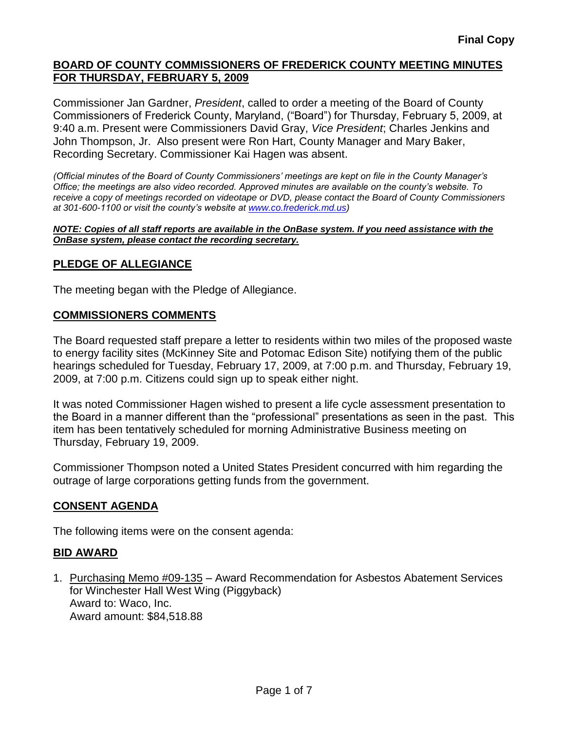**Final Copy**

## BOARD OF COUNTY COMMISSIONERS OF FREDERICK COUNTY MEETING MINUTES FOR THURSDAY, FEBRUARY 5, 2009

Commissioner Jan Gardner, *President*, called to order a meeting of the Board of County Commissioners of Frederick County, Maryland, ("Board") for Thursday, February 5, 2009, at 9:40 a.m. Present were Commissioners David Gray, *Vice President*; Charles Jenkins and John Thompson, Jr. Also present were Ron Hart, County Manager and Mary Baker, Recording Secretary. Commissioner Kai Hagen was absent.

*(Official minutes of the Board of County Commissioners' meetings are kept on file in the County Manager's Office; the meetings are also video recorded. Approved minutes are available on the county's website. To receive a copy of meetings recorded on videotape or DVD, please contact the Board of County Commissioners at 301-600-1100 or visit the county's website at www.co.frederick.md.us)*

***NOTE: Copies of all staff reports are available in the OnBase system. If you need assistance with the OnBase system, please contact the recording secretary.***

## PLEDGE OF ALLEGIANCE

The meeting began with the Pledge of Allegiance.

## COMMISSIONERS COMMENTS

The Board requested staff prepare a letter to residents within two miles of the proposed waste to energy facility sites (McKinney Site and Potomac Edison Site) notifying them of the public hearings scheduled for Tuesday, February 17, 2009, at 7:00 p.m. and Thursday, February 19, 2009, at 7:00 p.m. Citizens could sign up to speak either night.

It was noted Commissioner Hagen wished to present a life cycle assessment presentation to the Board in a manner different than the "professional" presentations as seen in the past. This item has been tentatively scheduled for morning Administrative Business meeting on Thursday, February 19, 2009.

Commissioner Thompson noted a United States President concurred with him regarding the outrage of large corporations getting funds from the government.

## CONSENT AGENDA

The following items were on the consent agenda:

## BID AWARD

1. Purchasing Memo #09-135 – Award Recommendation for Asbestos Abatement Services for Winchester Hall West Wing (Piggyback)
   Award to: Waco, Inc.
   Award amount: $84,518.88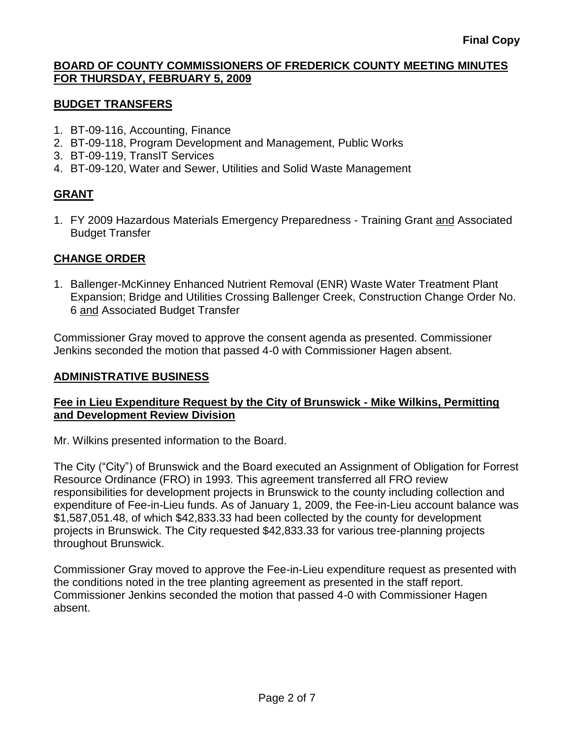**Final Copy**

## BOARD OF COUNTY COMMISSIONERS OF FREDERICK COUNTY MEETING MINUTES FOR THURSDAY, FEBRUARY 5, 2009

### BUDGET TRANSFERS

1. BT-09-116, Accounting, Finance
2. BT-09-118, Program Development and Management, Public Works
3. BT-09-119, TransIT Services
4. BT-09-120, Water and Sewer, Utilities and Solid Waste Management

### GRANT

1. FY 2009 Hazardous Materials Emergency Preparedness - Training Grant and Associated Budget Transfer

### CHANGE ORDER

1. Ballenger-McKinney Enhanced Nutrient Removal (ENR) Waste Water Treatment Plant Expansion; Bridge and Utilities Crossing Ballenger Creek, Construction Change Order No. 6 and Associated Budget Transfer

Commissioner Gray moved to approve the consent agenda as presented. Commissioner Jenkins seconded the motion that passed 4-0 with Commissioner Hagen absent.

### ADMINISTRATIVE BUSINESS

#### Fee in Lieu Expenditure Request by the City of Brunswick - Mike Wilkins, Permitting and Development Review Division

Mr. Wilkins presented information to the Board.

The City ("City") of Brunswick and the Board executed an Assignment of Obligation for Forrest Resource Ordinance (FRO) in 1993. This agreement transferred all FRO review responsibilities for development projects in Brunswick to the county including collection and expenditure of Fee-in-Lieu funds. As of January 1, 2009, the Fee-in-Lieu account balance was $1,587,051.48, of which $42,833.33 had been collected by the county for development projects in Brunswick. The City requested $42,833.33 for various tree-planning projects throughout Brunswick.

Commissioner Gray moved to approve the Fee-in-Lieu expenditure request as presented with the conditions noted in the tree planting agreement as presented in the staff report. Commissioner Jenkins seconded the motion that passed 4-0 with Commissioner Hagen absent.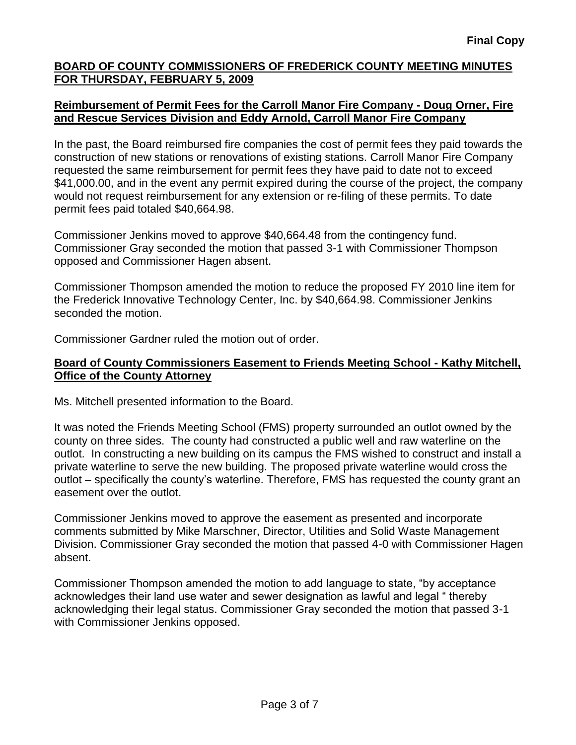**Final Copy**

**BOARD OF COUNTY COMMISSIONERS OF FREDERICK COUNTY MEETING MINUTES FOR THURSDAY, FEBRUARY 5, 2009**

**Reimbursement of Permit Fees for the Carroll Manor Fire Company - Doug Orner, Fire and Rescue Services Division and Eddy Arnold, Carroll Manor Fire Company**

In the past, the Board reimbursed fire companies the cost of permit fees they paid towards the construction of new stations or renovations of existing stations. Carroll Manor Fire Company requested the same reimbursement for permit fees they have paid to date not to exceed $41,000.00, and in the event any permit expired during the course of the project, the company would not request reimbursement for any extension or re-filing of these permits. To date permit fees paid totaled $40,664.98.

Commissioner Jenkins moved to approve $40,664.48 from the contingency fund. Commissioner Gray seconded the motion that passed 3-1 with Commissioner Thompson opposed and Commissioner Hagen absent.

Commissioner Thompson amended the motion to reduce the proposed FY 2010 line item for the Frederick Innovative Technology Center, Inc. by $40,664.98. Commissioner Jenkins seconded the motion.

Commissioner Gardner ruled the motion out of order.

**Board of County Commissioners Easement to Friends Meeting School - Kathy Mitchell, Office of the County Attorney**

Ms. Mitchell presented information to the Board.

It was noted the Friends Meeting School (FMS) property surrounded an outlot owned by the county on three sides. The county had constructed a public well and raw waterline on the outlot. In constructing a new building on its campus the FMS wished to construct and install a private waterline to serve the new building. The proposed private waterline would cross the outlot – specifically the county's waterline. Therefore, FMS has requested the county grant an easement over the outlot.

Commissioner Jenkins moved to approve the easement as presented and incorporate comments submitted by Mike Marschner, Director, Utilities and Solid Waste Management Division. Commissioner Gray seconded the motion that passed 4-0 with Commissioner Hagen absent.

Commissioner Thompson amended the motion to add language to state, "by acceptance acknowledges their land use water and sewer designation as lawful and legal " thereby acknowledging their legal status. Commissioner Gray seconded the motion that passed 3-1 with Commissioner Jenkins opposed.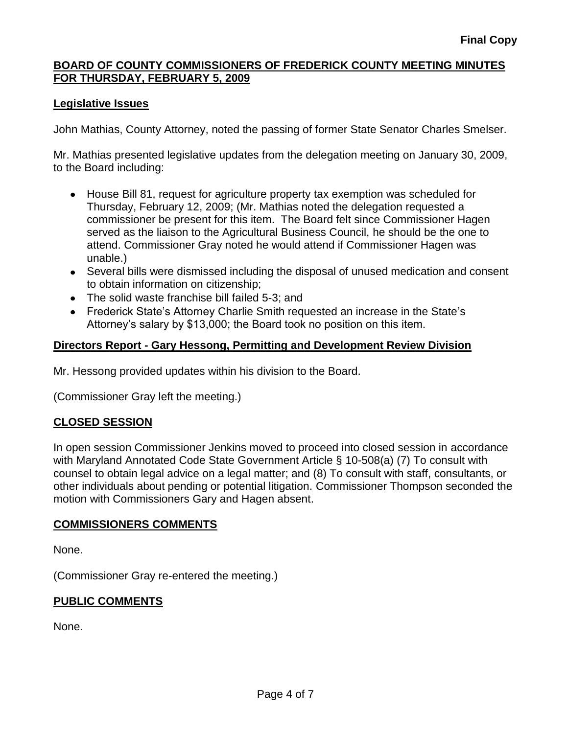**Final Copy**

**BOARD OF COUNTY COMMISSIONERS OF FREDERICK COUNTY MEETING MINUTES FOR THURSDAY, FEBRUARY 5, 2009**

## Legislative Issues

John Mathias, County Attorney, noted the passing of former State Senator Charles Smelser.

Mr. Mathias presented legislative updates from the delegation meeting on January 30, 2009, to the Board including:

- House Bill 81, request for agriculture property tax exemption was scheduled for Thursday, February 12, 2009; (Mr. Mathias noted the delegation requested a commissioner be present for this item. The Board felt since Commissioner Hagen served as the liaison to the Agricultural Business Council, he should be the one to attend. Commissioner Gray noted he would attend if Commissioner Hagen was unable.)
- Several bills were dismissed including the disposal of unused medication and consent to obtain information on citizenship;
- The solid waste franchise bill failed 5-3; and
- Frederick State's Attorney Charlie Smith requested an increase in the State's Attorney's salary by $13,000; the Board took no position on this item.

## Directors Report - Gary Hessong, Permitting and Development Review Division

Mr. Hessong provided updates within his division to the Board.

(Commissioner Gray left the meeting.)

## CLOSED SESSION

In open session Commissioner Jenkins moved to proceed into closed session in accordance with Maryland Annotated Code State Government Article § 10-508(a) (7) To consult with counsel to obtain legal advice on a legal matter; and (8) To consult with staff, consultants, or other individuals about pending or potential litigation. Commissioner Thompson seconded the motion with Commissioners Gary and Hagen absent.

## COMMISSIONERS COMMENTS

None.

(Commissioner Gray re-entered the meeting.)

## PUBLIC COMMENTS

None.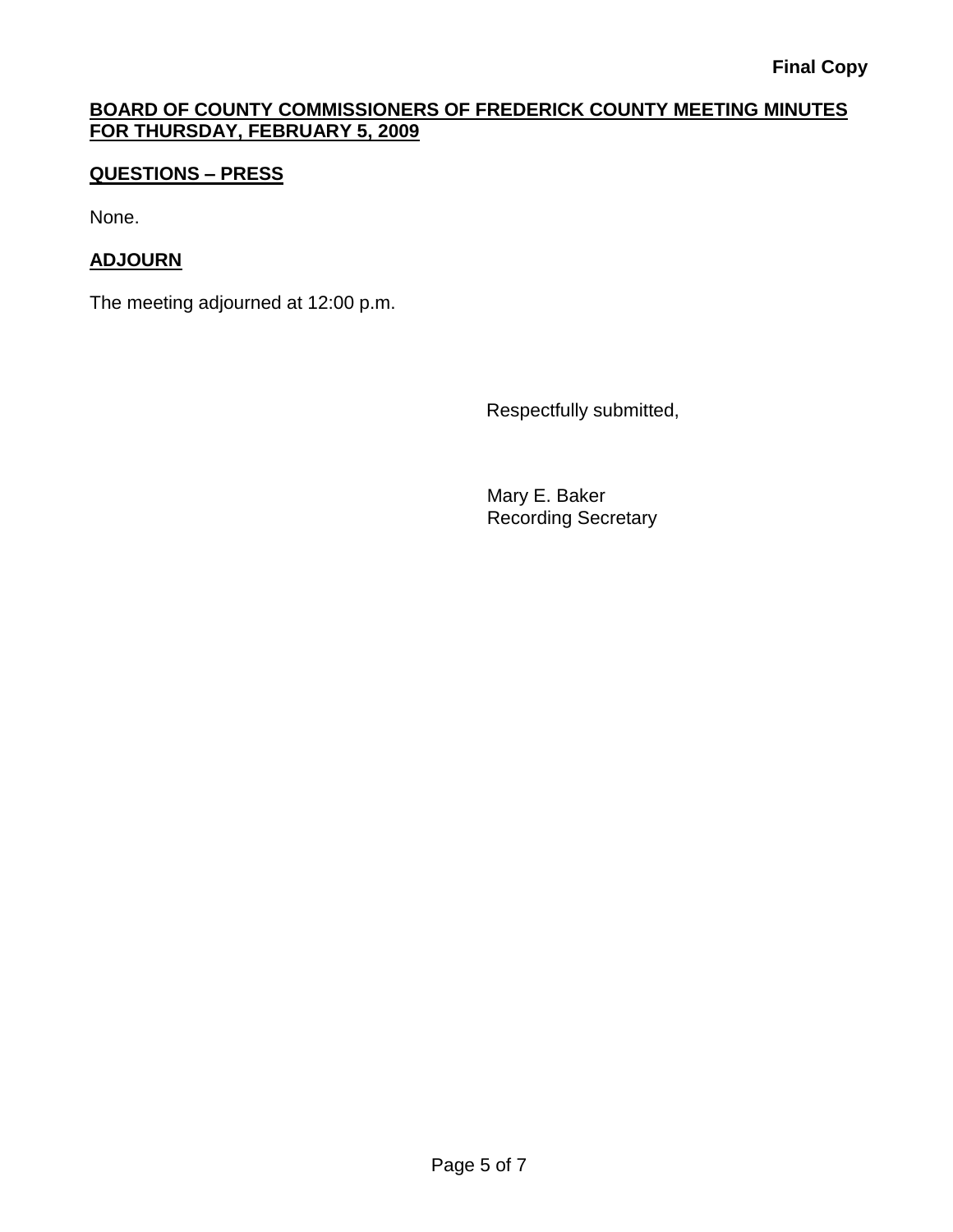**Final Copy**

**BOARD OF COUNTY COMMISSIONERS OF FREDERICK COUNTY MEETING MINUTES FOR THURSDAY, FEBRUARY 5, 2009**

## QUESTIONS – PRESS

None.

## ADJOURN

The meeting adjourned at 12:00 p.m.

Respectfully submitted,

Mary E. Baker
Recording Secretary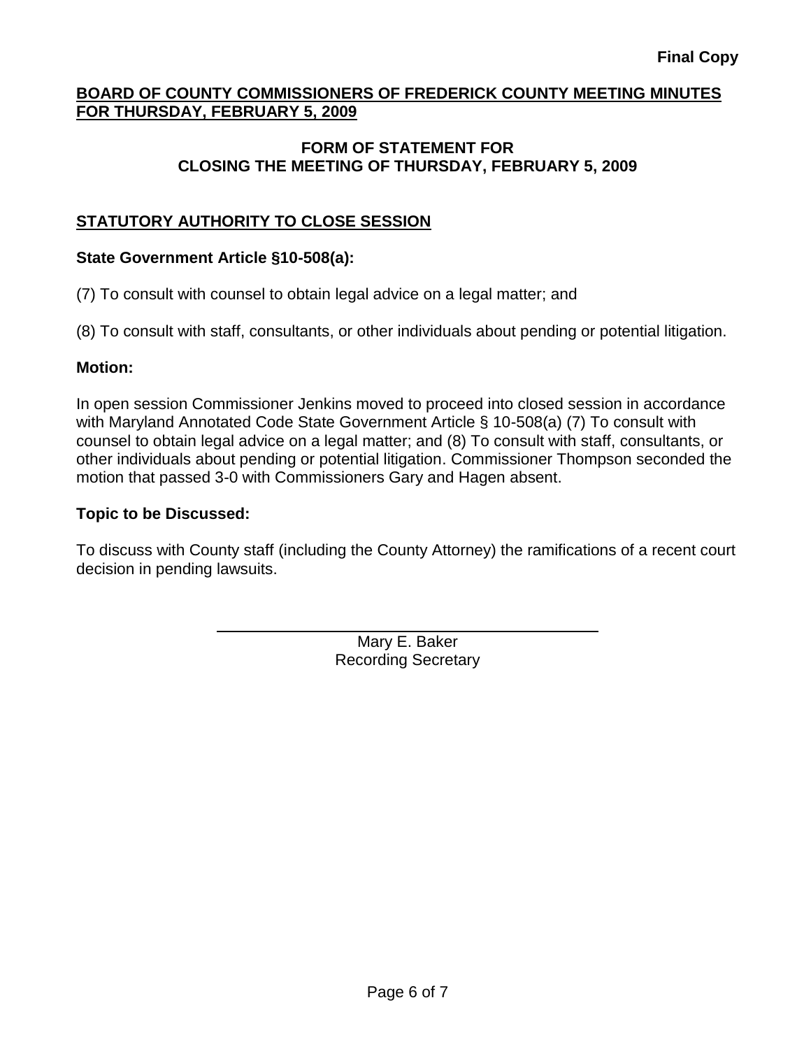**Final Copy**

**BOARD OF COUNTY COMMISSIONERS OF FREDERICK COUNTY MEETING MINUTES FOR THURSDAY, FEBRUARY 5, 2009**

**FORM OF STATEMENT FOR CLOSING THE MEETING OF THURSDAY, FEBRUARY 5, 2009**

## STATUTORY AUTHORITY TO CLOSE SESSION

**State Government Article §10-508(a):**

(7) To consult with counsel to obtain legal advice on a legal matter; and

(8) To consult with staff, consultants, or other individuals about pending or potential litigation.

**Motion:**

In open session Commissioner Jenkins moved to proceed into closed session in accordance with Maryland Annotated Code State Government Article § 10-508(a) (7) To consult with counsel to obtain legal advice on a legal matter; and (8) To consult with staff, consultants, or other individuals about pending or potential litigation. Commissioner Thompson seconded the motion that passed 3-0 with Commissioners Gary and Hagen absent.

**Topic to be Discussed:**

To discuss with County staff (including the County Attorney) the ramifications of a recent court decision in pending lawsuits.

Mary E. Baker
Recording Secretary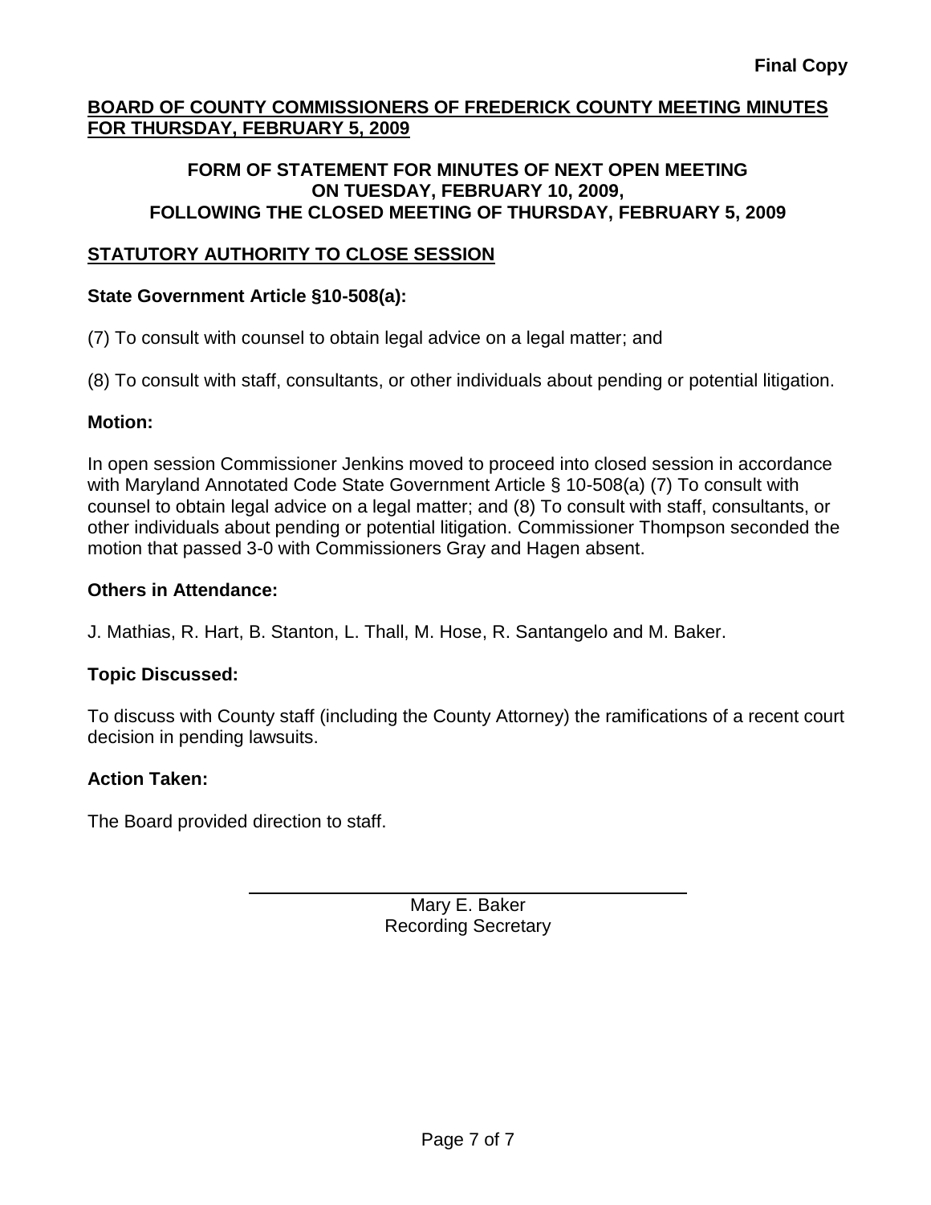**Final Copy**

## BOARD OF COUNTY COMMISSIONERS OF FREDERICK COUNTY MEETING MINUTES FOR THURSDAY, FEBRUARY 5, 2009

### FORM OF STATEMENT FOR MINUTES OF NEXT OPEN MEETING ON TUESDAY, FEBRUARY 10, 2009, FOLLOWING THE CLOSED MEETING OF THURSDAY, FEBRUARY 5, 2009

### STATUTORY AUTHORITY TO CLOSE SESSION

**State Government Article §10-508(a):**

(7) To consult with counsel to obtain legal advice on a legal matter; and

(8) To consult with staff, consultants, or other individuals about pending or potential litigation.

**Motion:**

In open session Commissioner Jenkins moved to proceed into closed session in accordance with Maryland Annotated Code State Government Article § 10-508(a) (7) To consult with counsel to obtain legal advice on a legal matter; and (8) To consult with staff, consultants, or other individuals about pending or potential litigation. Commissioner Thompson seconded the motion that passed 3-0 with Commissioners Gray and Hagen absent.

**Others in Attendance:**

J. Mathias, R. Hart, B. Stanton, L. Thall, M. Hose, R. Santangelo and M. Baker.

**Topic Discussed:**

To discuss with County staff (including the County Attorney) the ramifications of a recent court decision in pending lawsuits.

**Action Taken:**

The Board provided direction to staff.

Mary E. Baker
Recording Secretary